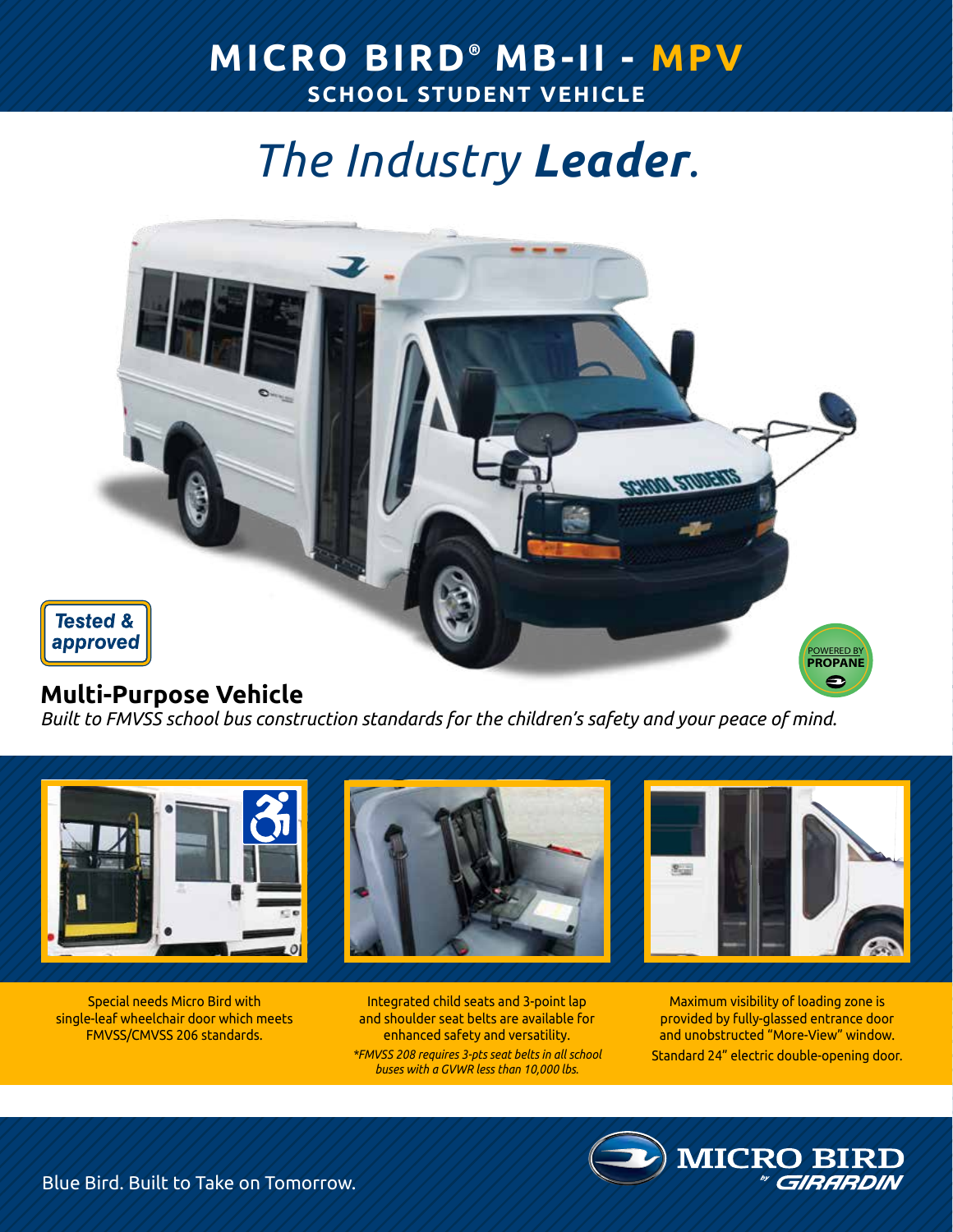# MICRO BIRD® MB-II - MPV

## SCHOOL STUDENT VEHICLE

# *The Industry **Leader**.*

Tested & approved

POWERED BY PROPANE

## Multi-Purpose Vehicle

*Built to FMVSS school bus construction standards for the children's safety and your peace of mind.*

Special needs Micro Bird with single-leaf wheelchair door which meets FMVSS/CMVSS 206 standards.

Integrated child seats and 3-point lap and shoulder seat belts are available for enhanced safety and versatility.

*\*FMVSS 208 requires 3-pts seat belts in all school buses with a GVWR less than 10,000 lbs.*

Maximum visibility of loading zone is provided by fully-glassed entrance door and unobstructed "More-View" window.

Standard 24" electric double-opening door.

Blue Bird. Built to Take on Tomorrow.

MICRO BIRD by GIRARDIN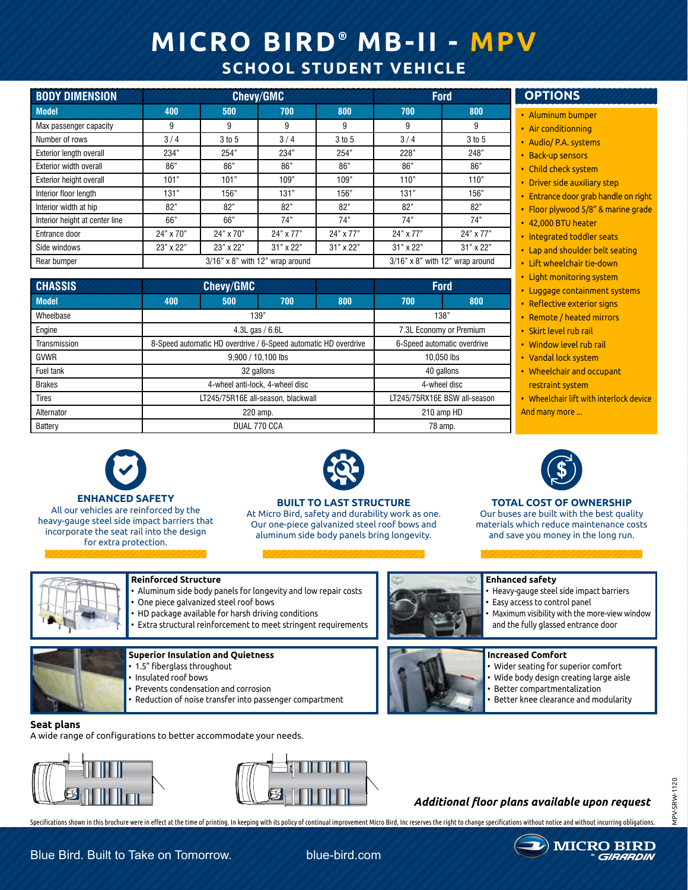# MICRO BIRD® MB-II - MPV

## SCHOOL STUDENT VEHICLE

| BODY DIMENSION | Chevy/GMC | | | | Ford | |
|---|---|---|---|---|---|---|
| Model | 400 | 500 | 700 | 800 | 700 | 800 |
| Max passenger capacity | 9 | 9 | 9 | 9 | 9 | 9 |
| Number of rows | 3 / 4 | 3 to 5 | 3 / 4 | 3 to 5 | 3 / 4 | 3 to 5 |
| Exterior length overall | 234" | 254" | 234" | 254" | 228" | 248" |
| Exterior width overall | 86" | 86" | 86" | 86" | 86" | 86" |
| Exterior height overall | 101" | 101" | 109" | 109" | 110" | 110" |
| Interior floor length | 131" | 156" | 131" | 156" | 131" | 156" |
| Interior width at hip | 82" | 82" | 82" | 82" | 82" | 82" |
| Interior height at center line | 66" | 66" | 74" | 74" | 74" | 74" |
| Entrance door | 24" x 70" | 24" x 70" | 24" x 77" | 24" x 77" | 24" x 77" | 24" x 77" |
| Side windows | 23" x 22" | 23" x 22" | 31" x 22" | 31" x 22" | 31" x 22" | 31" x 22" |
| Rear bumper | 3/16" x 8" with 12" wrap around | | | | 3/16" x 8" with 12" wrap around | |

| CHASSIS | Chevy/GMC | | | | Ford | |
|---|---|---|---|---|---|---|
| Model | 400 | 500 | 700 | 800 | 700 | 800 |
| Wheelbase | 139" | | | | 138" | |
| Engine | 4.3L gas / 6.6L | | | | 7.3L Economy or Premium | |
| Transmission | 8-Speed automatic HD overdrive / 6-Speed automatic HD overdrive | | | | 6-Speed automatic overdrive | |
| GVWR | 9,900 / 10,100 lbs | | | | 10,050 lbs | |
| Fuel tank | 32 gallons | | | | 40 gallons | |
| Brakes | 4-wheel anti-lock, 4-wheel disc | | | | 4-wheel disc | |
| Tires | LT245/75R16E all-season, blackwall | | | | LT245/75RX16E BSW all-season | |
| Alternator | 220 amp. | | | | 210 amp HD | |
| Battery | DUAL 770 CCA | | | | 78 amp. | |

## OPTIONS

- Aluminum bumper
- Air conditioning
- Audio/ P.A. systems
- Back-up sensors
- Child check system
- Driver side auxiliary step
- Entrance door grab handle on right
- Floor plywood 5/8" & marine grade
- 42,000 BTU heater
- Integrated toddler seats
- Lap and shoulder belt seating
- Lift wheelchair tie-down
- Light monitoring system
- Luggage containment systems
- Reflective exterior signs
- Remote / heated mirrors
- Skirt level rub rail
- Window level rub rail
- Vandal lock system
- Wheelchair and occupant restraint system
- Wheelchair lift with interlock device

And many more ...

### ENHANCED SAFETY

All our vehicles are reinforced by the heavy-gauge steel side impact barriers that incorporate the seat rail into the design for extra protection.

### BUILT TO LAST STRUCTURE

At Micro Bird, safety and durability work as one. Our one-piece galvanized steel roof bows and aluminum side body panels bring longevity.

### TOTAL COST OF OWNERSHIP

Our buses are built with the best quality materials which reduce maintenance costs and save you money in the long run.

**Reinforced Structure**
- Aluminum side body panels for longevity and low repair costs
- One piece galvanized steel roof bows
- HD package available for harsh driving conditions
- Extra structural reinforcement to meet stringent requirements

**Enhanced safety**
- Heavy-gauge steel side impact barriers
- Easy access to control panel
- Maximum visibility with the more-view window and the fully glassed entrance door

**Superior Insulation and Quietness**
- 1.5" fiberglass throughout
- Insulated roof bows
- Prevents condensation and corrosion
- Reduction of noise transfer into passenger compartment

**Increased Comfort**
- Wider seating for superior comfort
- Wide body design creating large aisle
- Better compartmentalization
- Better knee clearance and modularity

**Seat plans**

A wide range of configurations to better accommodate your needs.

***Additional floor plans available upon request***

Specifications shown in this brochure were in effect at the time of printing. In keeping with its policy of continual improvement Micro Bird, Inc reserves the right to change specifications without notice and without incurring obligations.

MPV-SRW-1120

Blue Bird. Built to Take on Tomorrow. blue-bird.com

MICRO BIRD by GIRARDIN